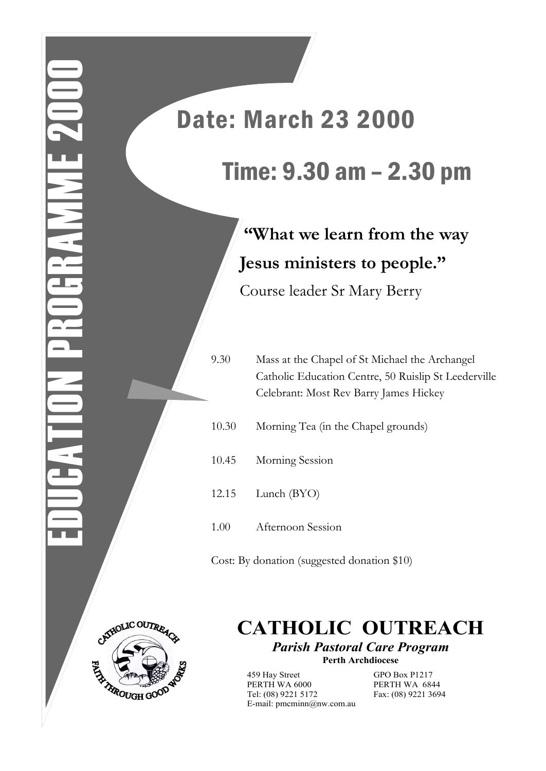# EDUCATION PROGRAMME 2000

## Date: March 23 2000

## Time: 9.30 am – 2.30 pm

**"What we learn from the way Jesus ministers to people."**

Course leader Sr Mary Berry

| | |
|---|---|
| 9.30 | Mass at the Chapel of St Michael the Archangel<br>Catholic Education Centre, 50 Ruislip St Leederville<br>Celebrant: Most Rev Barry James Hickey |
| 10.30 | Morning Tea (in the Chapel grounds) |
| 10.45 | Morning Session |
| 12.15 | Lunch (BYO) |
| 1.00 | Afternoon Session |

Cost: By donation (suggested donation $10)

CATHOLIC OUTREACH
FAITH THROUGH GOOD WORKS

# CATHOLIC OUTREACH

***Parish Pastoral Care Program***

**Perth Archdiocese**

459 Hay Street
PERTH WA 6000
Tel: (08) 9221 5172
E-mail: pmcminn@nw.com.au

GPO Box P1217
PERTH WA 6844
Fax: (08) 9221 3694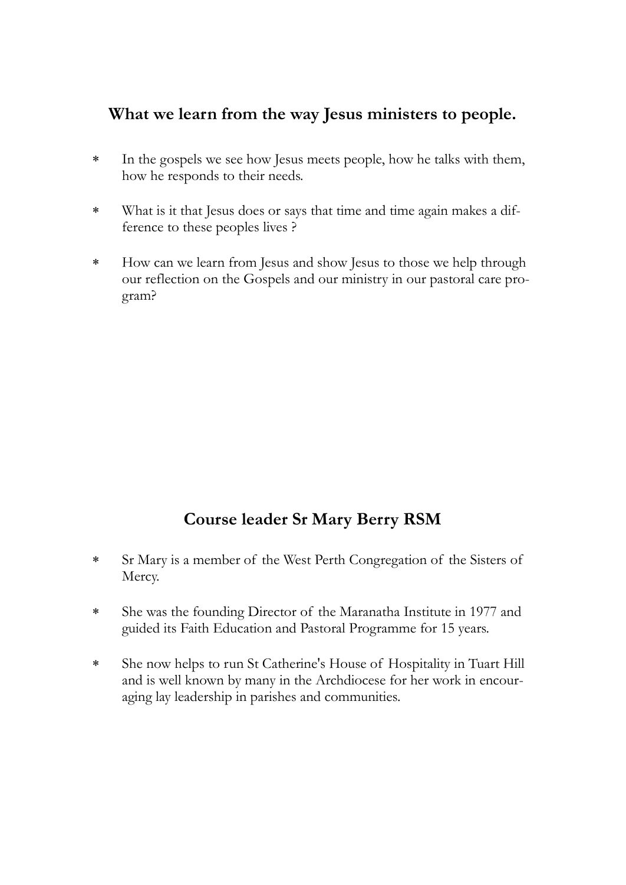## What we learn from the way Jesus ministers to people.

* In the gospels we see how Jesus meets people, how he talks with them, how he responds to their needs.
* What is it that Jesus does or says that time and time again makes a difference to these peoples lives ?
* How can we learn from Jesus and show Jesus to those we help through our reflection on the Gospels and our ministry in our pastoral care program?

## Course leader Sr Mary Berry RSM

* Sr Mary is a member of the West Perth Congregation of the Sisters of Mercy.
* She was the founding Director of the Maranatha Institute in 1977 and guided its Faith Education and Pastoral Programme for 15 years.
* She now helps to run St Catherine's House of Hospitality in Tuart Hill and is well known by many in the Archdiocese for her work in encouraging lay leadership in parishes and communities.